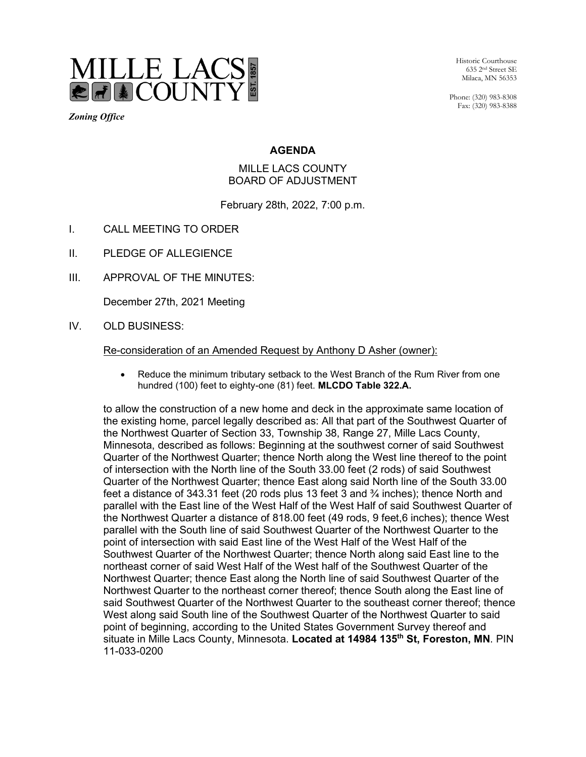MILLE LACS COUNTY EST. 1857

*Zoning Office*

Historic Courthouse
635 2nd Street SE
Milaca, MN 56353

Phone: (320) 983-8308
Fax: (320) 983-8388

## AGENDA

MILLE LACS COUNTY
BOARD OF ADJUSTMENT

February 28th, 2022, 7:00 p.m.

I. CALL MEETING TO ORDER

II. PLEDGE OF ALLEGIENCE

III. APPROVAL OF THE MINUTES:

December 27th, 2021 Meeting

IV. OLD BUSINESS:

Re-consideration of an Amended Request by Anthony D Asher (owner):

- Reduce the minimum tributary setback to the West Branch of the Rum River from one hundred (100) feet to eighty-one (81) feet. **MLCDO Table 322.A.**

to allow the construction of a new home and deck in the approximate same location of the existing home, parcel legally described as: All that part of the Southwest Quarter of the Northwest Quarter of Section 33, Township 38, Range 27, Mille Lacs County, Minnesota, described as follows: Beginning at the southwest corner of said Southwest Quarter of the Northwest Quarter; thence North along the West line thereof to the point of intersection with the North line of the South 33.00 feet (2 rods) of said Southwest Quarter of the Northwest Quarter; thence East along said North line of the South 33.00 feet a distance of 343.31 feet (20 rods plus 13 feet 3 and ¾ inches); thence North and parallel with the East line of the West Half of the West Half of said Southwest Quarter of the Northwest Quarter a distance of 818.00 feet (49 rods, 9 feet,6 inches); thence West parallel with the South line of said Southwest Quarter of the Northwest Quarter to the point of intersection with said East line of the West Half of the West Half of the Southwest Quarter of the Northwest Quarter; thence North along said East line to the northeast corner of said West Half of the West half of the Southwest Quarter of the Northwest Quarter; thence East along the North line of said Southwest Quarter of the Northwest Quarter to the northeast corner thereof; thence South along the East line of said Southwest Quarter of the Northwest Quarter to the southeast corner thereof; thence West along said South line of the Southwest Quarter of the Northwest Quarter to said point of beginning, according to the United States Government Survey thereof and situate in Mille Lacs County, Minnesota. **Located at 14984 135th St, Foreston, MN**. PIN 11-033-0200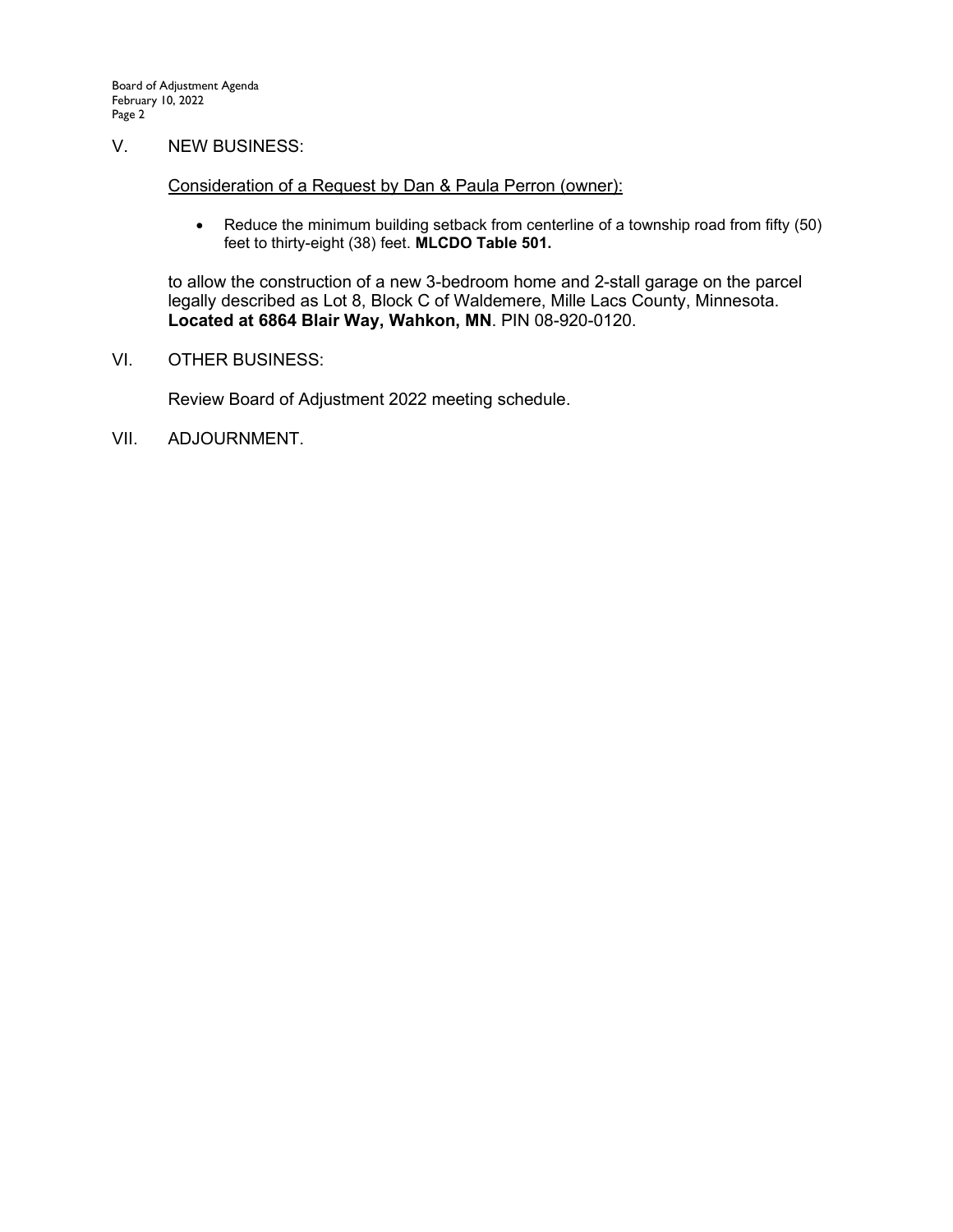V. NEW BUSINESS:

Consideration of a Request by Dan & Paula Perron (owner):

- Reduce the minimum building setback from centerline of a township road from fifty (50) feet to thirty-eight (38) feet. **MLCDO Table 501.**

to allow the construction of a new 3-bedroom home and 2-stall garage on the parcel legally described as Lot 8, Block C of Waldemere, Mille Lacs County, Minnesota. **Located at 6864 Blair Way, Wahkon, MN**. PIN 08-920-0120.

VI. OTHER BUSINESS:

Review Board of Adjustment 2022 meeting schedule.

VII. ADJOURNMENT.